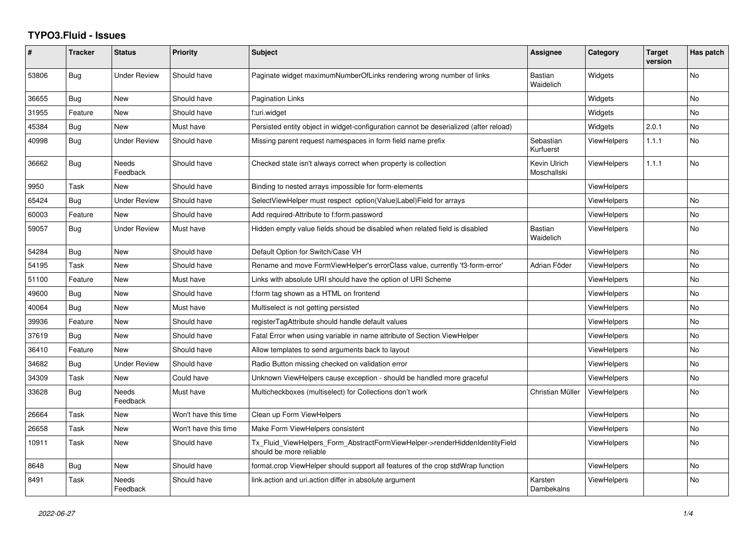# TYPO3.Fluid - Issues

| # | Tracker | Status | Priority | Subject | Assignee | Category | Target version | Has patch |
|---|---|---|---|---|---|---|---|---|
| 53806 | Bug | Under Review | Should have | Paginate widget maximumNumberOfLinks rendering wrong number of links | Bastian Waidelich | Widgets | | No |
| 36655 | Bug | New | Should have | Pagination Links | | Widgets | | No |
| 31955 | Feature | New | Should have | f:uri.widget | | Widgets | | No |
| 45384 | Bug | New | Must have | Persisted entity object in widget-configuration cannot be deserialized (after reload) | | Widgets | 2.0.1 | No |
| 40998 | Bug | Under Review | Should have | Missing parent request namespaces in form field name prefix | Sebastian Kurfuerst | ViewHelpers | 1.1.1 | No |
| 36662 | Bug | Needs Feedback | Should have | Checked state isn't always correct when property is collection | Kevin Ulrich Moschallski | ViewHelpers | 1.1.1 | No |
| 9950 | Task | New | Should have | Binding to nested arrays impossible for form-elements | | ViewHelpers | | |
| 65424 | Bug | Under Review | Should have | SelectViewHelper must respect option(Value\|Label)Field for arrays | | ViewHelpers | | No |
| 60003 | Feature | New | Should have | Add required-Attribute to f:form.password | | ViewHelpers | | No |
| 59057 | Bug | Under Review | Must have | Hidden empty value fields shoud be disabled when related field is disabled | Bastian Waidelich | ViewHelpers | | No |
| 54284 | Bug | New | Should have | Default Option for Switch/Case VH | | ViewHelpers | | No |
| 54195 | Task | New | Should have | Rename and move FormViewHelper's errorClass value, currently 'f3-form-error' | Adrian Föder | ViewHelpers | | No |
| 51100 | Feature | New | Must have | Links with absolute URI should have the option of URI Scheme | | ViewHelpers | | No |
| 49600 | Bug | New | Should have | f:form tag shown as a HTML on frontend | | ViewHelpers | | No |
| 40064 | Bug | New | Must have | Multiselect is not getting persisted | | ViewHelpers | | No |
| 39936 | Feature | New | Should have | registerTagAttribute should handle default values | | ViewHelpers | | No |
| 37619 | Bug | New | Should have | Fatal Error when using variable in name attribute of Section ViewHelper | | ViewHelpers | | No |
| 36410 | Feature | New | Should have | Allow templates to send arguments back to layout | | ViewHelpers | | No |
| 34682 | Bug | Under Review | Should have | Radio Button missing checked on validation error | | ViewHelpers | | No |
| 34309 | Task | New | Could have | Unknown ViewHelpers cause exception - should be handled more graceful | | ViewHelpers | | No |
| 33628 | Bug | Needs Feedback | Must have | Multicheckboxes (multiselect) for Collections don't work | Christian Müller | ViewHelpers | | No |
| 26664 | Task | New | Won't have this time | Clean up Form ViewHelpers | | ViewHelpers | | No |
| 26658 | Task | New | Won't have this time | Make Form ViewHelpers consistent | | ViewHelpers | | No |
| 10911 | Task | New | Should have | Tx_Fluid_ViewHelpers_Form_AbstractFormViewHelper->renderHiddenIdentityField should be more reliable | | ViewHelpers | | No |
| 8648 | Bug | New | Should have | format.crop ViewHelper should support all features of the crop stdWrap function | | ViewHelpers | | No |
| 8491 | Task | Needs Feedback | Should have | link.action and uri.action differ in absolute argument | Karsten Dambekalns | ViewHelpers | | No |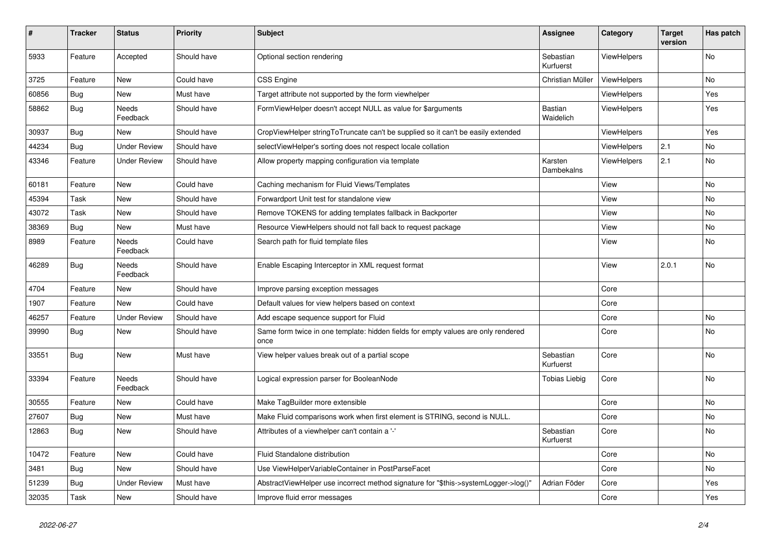| # | Tracker | Status | Priority | Subject | Assignee | Category | Target version | Has patch |
|---|---|---|---|---|---|---|---|---|
| 5933 | Feature | Accepted | Should have | Optional section rendering | Sebastian Kurfuerst | ViewHelpers | | No |
| 3725 | Feature | New | Could have | CSS Engine | Christian Müller | ViewHelpers | | No |
| 60856 | Bug | New | Must have | Target attribute not supported by the form viewhelper | | ViewHelpers | | Yes |
| 58862 | Bug | Needs Feedback | Should have | FormViewHelper doesn't accept NULL as value for $arguments | Bastian Waidelich | ViewHelpers | | Yes |
| 30937 | Bug | New | Should have | CropViewHelper stringToTruncate can't be supplied so it can't be easily extended | | ViewHelpers | | Yes |
| 44234 | Bug | Under Review | Should have | selectViewHelper's sorting does not respect locale collation | | ViewHelpers | 2.1 | No |
| 43346 | Feature | Under Review | Should have | Allow property mapping configuration via template | Karsten Dambekalns | ViewHelpers | 2.1 | No |
| 60181 | Feature | New | Could have | Caching mechanism for Fluid Views/Templates | | View | | No |
| 45394 | Task | New | Should have | Forwardport Unit test for standalone view | | View | | No |
| 43072 | Task | New | Should have | Remove TOKENS for adding templates fallback in Backporter | | View | | No |
| 38369 | Bug | New | Must have | Resource ViewHelpers should not fall back to request package | | View | | No |
| 8989 | Feature | Needs Feedback | Could have | Search path for fluid template files | | View | | No |
| 46289 | Bug | Needs Feedback | Should have | Enable Escaping Interceptor in XML request format | | View | 2.0.1 | No |
| 4704 | Feature | New | Should have | Improve parsing exception messages | | Core | | |
| 1907 | Feature | New | Could have | Default values for view helpers based on context | | Core | | |
| 46257 | Feature | Under Review | Should have | Add escape sequence support for Fluid | | Core | | No |
| 39990 | Bug | New | Should have | Same form twice in one template: hidden fields for empty values are only rendered once | | Core | | No |
| 33551 | Bug | New | Must have | View helper values break out of a partial scope | Sebastian Kurfuerst | Core | | No |
| 33394 | Feature | Needs Feedback | Should have | Logical expression parser for BooleanNode | Tobias Liebig | Core | | No |
| 30555 | Feature | New | Could have | Make TagBuilder more extensible | | Core | | No |
| 27607 | Bug | New | Must have | Make Fluid comparisons work when first element is STRING, second is NULL. | | Core | | No |
| 12863 | Bug | New | Should have | Attributes of a viewhelper can't contain a '-' | Sebastian Kurfuerst | Core | | No |
| 10472 | Feature | New | Could have | Fluid Standalone distribution | | Core | | No |
| 3481 | Bug | New | Should have | Use ViewHelperVariableContainer in PostParseFacet | | Core | | No |
| 51239 | Bug | Under Review | Must have | AbstractViewHelper use incorrect method signature for "$this->systemLogger->log()" | Adrian Föder | Core | | Yes |
| 32035 | Task | New | Should have | Improve fluid error messages | | Core | | Yes |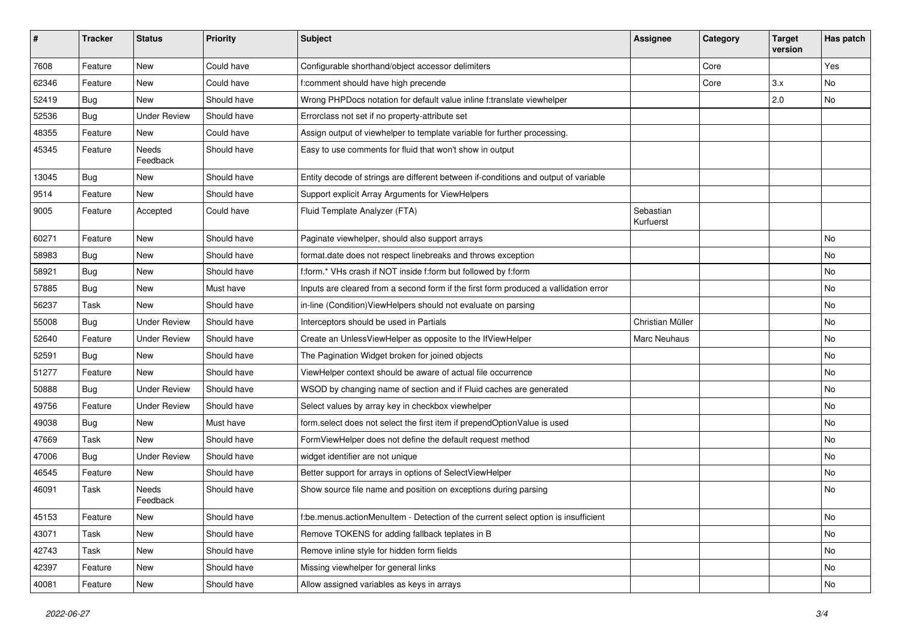| # | Tracker | Status | Priority | Subject | Assignee | Category | Target version | Has patch |
|---|---|---|---|---|---|---|---|---|
| 7608 | Feature | New | Could have | Configurable shorthand/object accessor delimiters | | Core | | Yes |
| 62346 | Feature | New | Could have | f:comment should have high precende | | Core | 3.x | No |
| 52419 | Bug | New | Should have | Wrong PHPDocs notation for default value inline f:translate viewhelper | | | 2.0 | No |
| 52536 | Bug | Under Review | Should have | Errorclass not set if no property-attribute set | | | | |
| 48355 | Feature | New | Could have | Assign output of viewhelper to template variable for further processing. | | | | |
| 45345 | Feature | Needs Feedback | Should have | Easy to use comments for fluid that won't show in output | | | | |
| 13045 | Bug | New | Should have | Entity decode of strings are different between if-conditions and output of variable | | | | |
| 9514 | Feature | New | Should have | Support explicit Array Arguments for ViewHelpers | | | | |
| 9005 | Feature | Accepted | Could have | Fluid Template Analyzer (FTA) | Sebastian Kurfuerst | | | |
| 60271 | Feature | New | Should have | Paginate viewhelper, should also support arrays | | | | No |
| 58983 | Bug | New | Should have | format.date does not respect linebreaks and throws exception | | | | No |
| 58921 | Bug | New | Should have | f:form.* VHs crash if NOT inside f:form but followed by f:form | | | | No |
| 57885 | Bug | New | Must have | Inputs are cleared from a second form if the first form produced a vallidation error | | | | No |
| 56237 | Task | New | Should have | in-line (Condition)ViewHelpers should not evaluate on parsing | | | | No |
| 55008 | Bug | Under Review | Should have | Interceptors should be used in Partials | Christian Müller | | | No |
| 52640 | Feature | Under Review | Should have | Create an UnlessViewHelper as opposite to the IfViewHelper | Marc Neuhaus | | | No |
| 52591 | Bug | New | Should have | The Pagination Widget broken for joined objects | | | | No |
| 51277 | Feature | New | Should have | ViewHelper context should be aware of actual file occurrence | | | | No |
| 50888 | Bug | Under Review | Should have | WSOD by changing name of section and if Fluid caches are generated | | | | No |
| 49756 | Feature | Under Review | Should have | Select values by array key in checkbox viewhelper | | | | No |
| 49038 | Bug | New | Must have | form.select does not select the first item if prependOptionValue is used | | | | No |
| 47669 | Task | New | Should have | FormViewHelper does not define the default request method | | | | No |
| 47006 | Bug | Under Review | Should have | widget identifier are not unique | | | | No |
| 46545 | Feature | New | Should have | Better support for arrays in options of SelectViewHelper | | | | No |
| 46091 | Task | Needs Feedback | Should have | Show source file name and position on exceptions during parsing | | | | No |
| 45153 | Feature | New | Should have | f:be.menus.actionMenuItem - Detection of the current select option is insufficient | | | | No |
| 43071 | Task | New | Should have | Remove TOKENS for adding fallback teplates in B | | | | No |
| 42743 | Task | New | Should have | Remove inline style for hidden form fields | | | | No |
| 42397 | Feature | New | Should have | Missing viewhelper for general links | | | | No |
| 40081 | Feature | New | Should have | Allow assigned variables as keys in arrays | | | | No |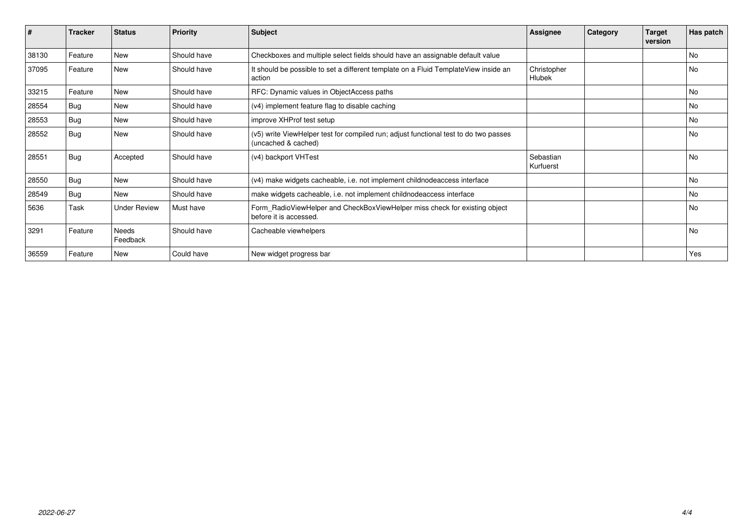| # | Tracker | Status | Priority | Subject | Assignee | Category | Target version | Has patch |
|---|---|---|---|---|---|---|---|---|
| 38130 | Feature | New | Should have | Checkboxes and multiple select fields should have an assignable default value | | | | No |
| 37095 | Feature | New | Should have | It should be possible to set a different template on a Fluid TemplateView inside an action | Christopher Hlubek | | | No |
| 33215 | Feature | New | Should have | RFC: Dynamic values in ObjectAccess paths | | | | No |
| 28554 | Bug | New | Should have | (v4) implement feature flag to disable caching | | | | No |
| 28553 | Bug | New | Should have | improve XHProf test setup | | | | No |
| 28552 | Bug | New | Should have | (v5) write ViewHelper test for compiled run; adjust functional test to do two passes (uncached & cached) | | | | No |
| 28551 | Bug | Accepted | Should have | (v4) backport VHTest | Sebastian Kurfuerst | | | No |
| 28550 | Bug | New | Should have | (v4) make widgets cacheable, i.e. not implement childnodeaccess interface | | | | No |
| 28549 | Bug | New | Should have | make widgets cacheable, i.e. not implement childnodeaccess interface | | | | No |
| 5636 | Task | Under Review | Must have | Form_RadioViewHelper and CheckBoxViewHelper miss check for existing object before it is accessed. | | | | No |
| 3291 | Feature | Needs Feedback | Should have | Cacheable viewhelpers | | | | No |
| 36559 | Feature | New | Could have | New widget progress bar | | | | Yes |

*2022-06-27*